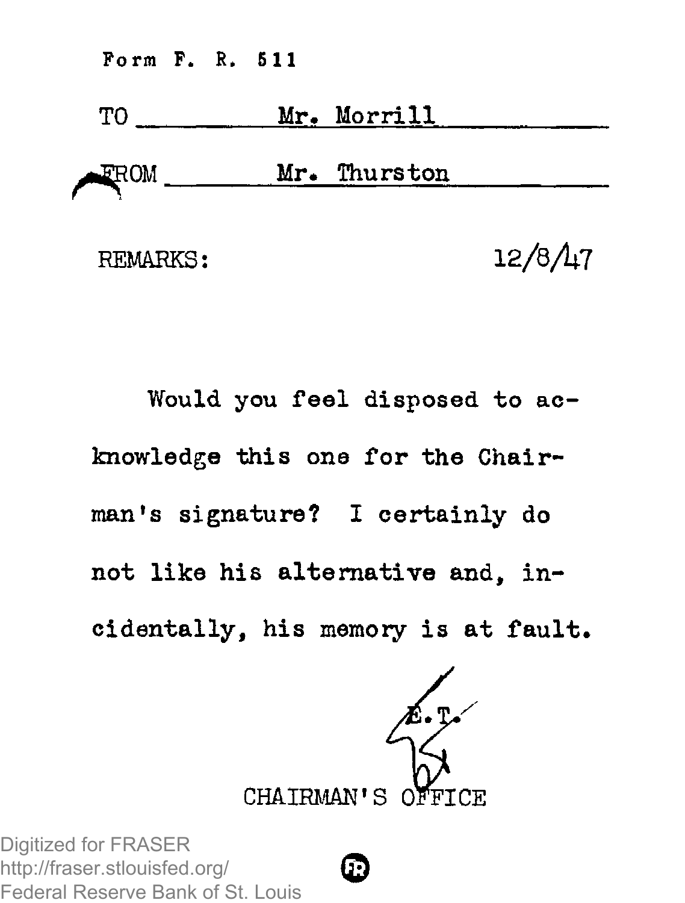Form F. R. 511

TO Mr. Morrill

FROM Mr. Thurston

REMARKS: 12/8/47

Would you feel disposed to acknowledge this one for the Chairman's signature? I certainly do not like his alternative and, incidentally, his memory is at fault.

E. T.

CHAIRMAN'S OFFICE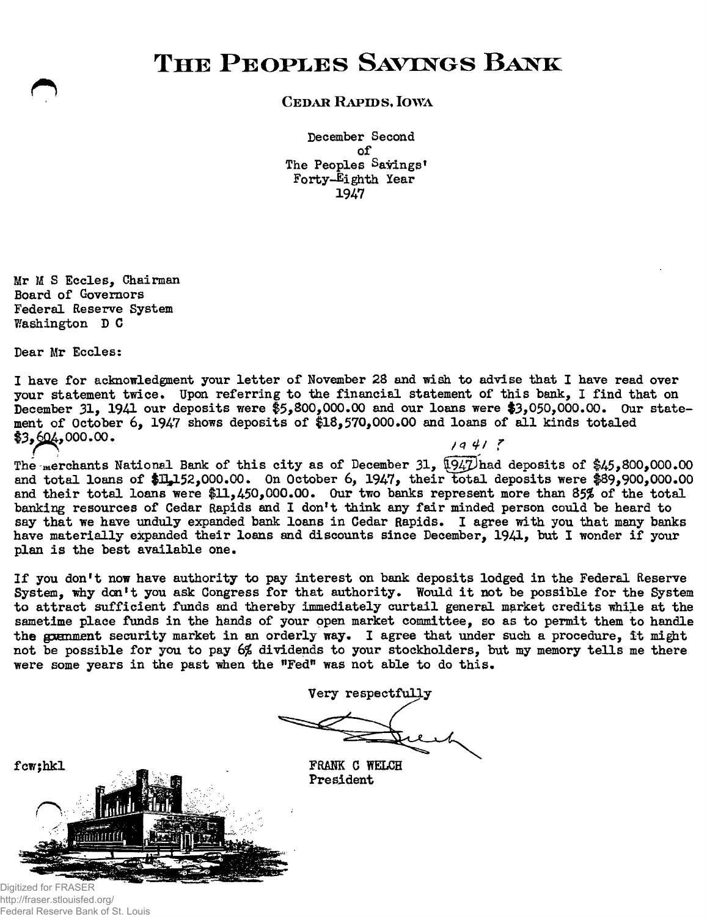# THE PEOPLES SAVINGS BANK

**CEDAR RAPIDS, IOWA**

December Second
of
The Peoples Savings'
Forty-Eighth Year
1947

Mr M S Eccles, Chairman
Board of Governors
Federal Reserve System
Washington D C

Dear Mr Eccles:

I have for acknowledgment your letter of November 28 and wish to advise that I have read over your statement twice. Upon referring to the financial statement of this bank, I find that on December 31, 1941 our deposits were $5,800,000.00 and our loans were $3,050,000.00. Our statement of October 6, 1947 shows deposits of $18,570,000.00 and loans of all kinds totaled $3,604,000.00.

1941 ?

The merchants National Bank of this city as of December 31, 1947 had deposits of $45,800,000.00 and total loans of $11,152,000.00. On October 6, 1947, their total deposits were $89,900,000.00 and their total loans were $11,450,000.00. Our two banks represent more than 85% of the total banking resources of Cedar Rapids and I don't think any fair minded person could be heard to say that we have unduly expanded bank loans in Cedar Rapids. I agree with you that many banks have materially expanded their loans and discounts since December, 1941, but I wonder if your plan is the best available one.

If you don't now have authority to pay interest on bank deposits lodged in the Federal Reserve System, why don't you ask Congress for that authority. Would it not be possible for the System to attract sufficient funds and thereby immediately curtail general market credits while at the sametime place funds in the hands of your open market committee, so as to permit them to handle the government security market in an orderly way. I agree that under such a procedure, it might not be possible for you to pay 6% dividends to your stockholders, but my memory tells me there were some years in the past when the "Fed" was not able to do this.

Very respectfully

FRANK C WELCH
President

fcw;hkl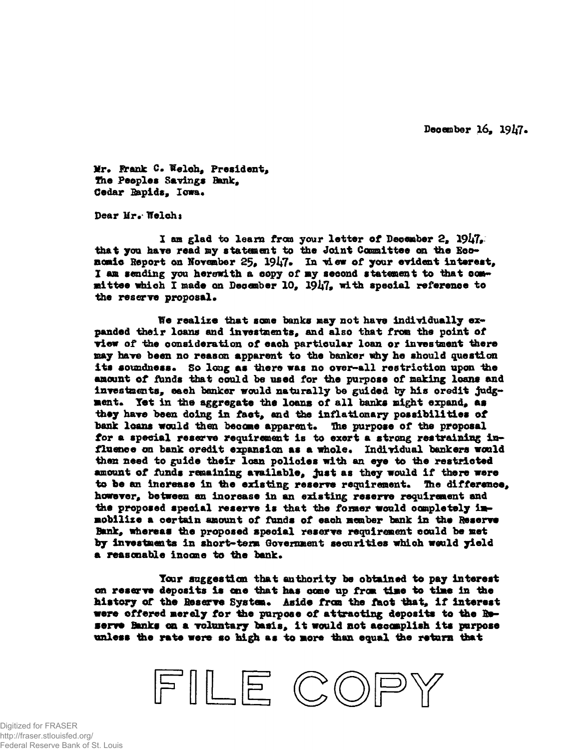December 16, 1947.

Mr. Frank C. Welch, President,
The Peoples Savings Bank,
Cedar Rapids, Iowa.

Dear Mr. Welch:

I am glad to learn from your letter of December 2, 1947, that you have read my statement to the Joint Committee on the Economic Report on November 25, 1947. In view of your evident interest, I am sending you herewith a copy of my second statement to that committee which I made on December 10, 1947, with special reference to the reserve proposal.

We realize that some banks may not have individually expanded their loans and investments, and also that from the point of view of the consideration of each particular loan or investment there may have been no reason apparent to the banker why he should question its soundness. So long as there was no over-all restriction upon the amount of funds that could be used for the purpose of making loans and investments, each banker would naturally be guided by his credit judgment. Yet in the aggregate the loans of all banks might expand, as they have been doing in fact, and the inflationary possibilities of bank loans would then become apparent. The purpose of the proposal for a special reserve requirement is to exert a strong restraining influence on bank credit expansion as a whole. Individual bankers would then need to guide their loan policies with an eye to the restricted amount of funds remaining available, just as they would if there were to be an increase in the existing reserve requirement. The difference, however, between an increase in an existing reserve requirement and the proposed special reserve is that the former would completely immobilize a certain amount of funds of each member bank in the Reserve Bank, whereas the proposed special reserve requirement could be met by investments in short-term Government securities which would yield a reasonable income to the bank.

Your suggestion that authority be obtained to pay interest on reserve deposits is one that has come up from time to time in the history of the Reserve System. Aside from the fact that, if interest were offered merely for the purpose of attracting deposits to the Reserve Banks on a voluntary basis, it would not accomplish its purpose unless the rate were so high as to more than equal the return that

FILE COPY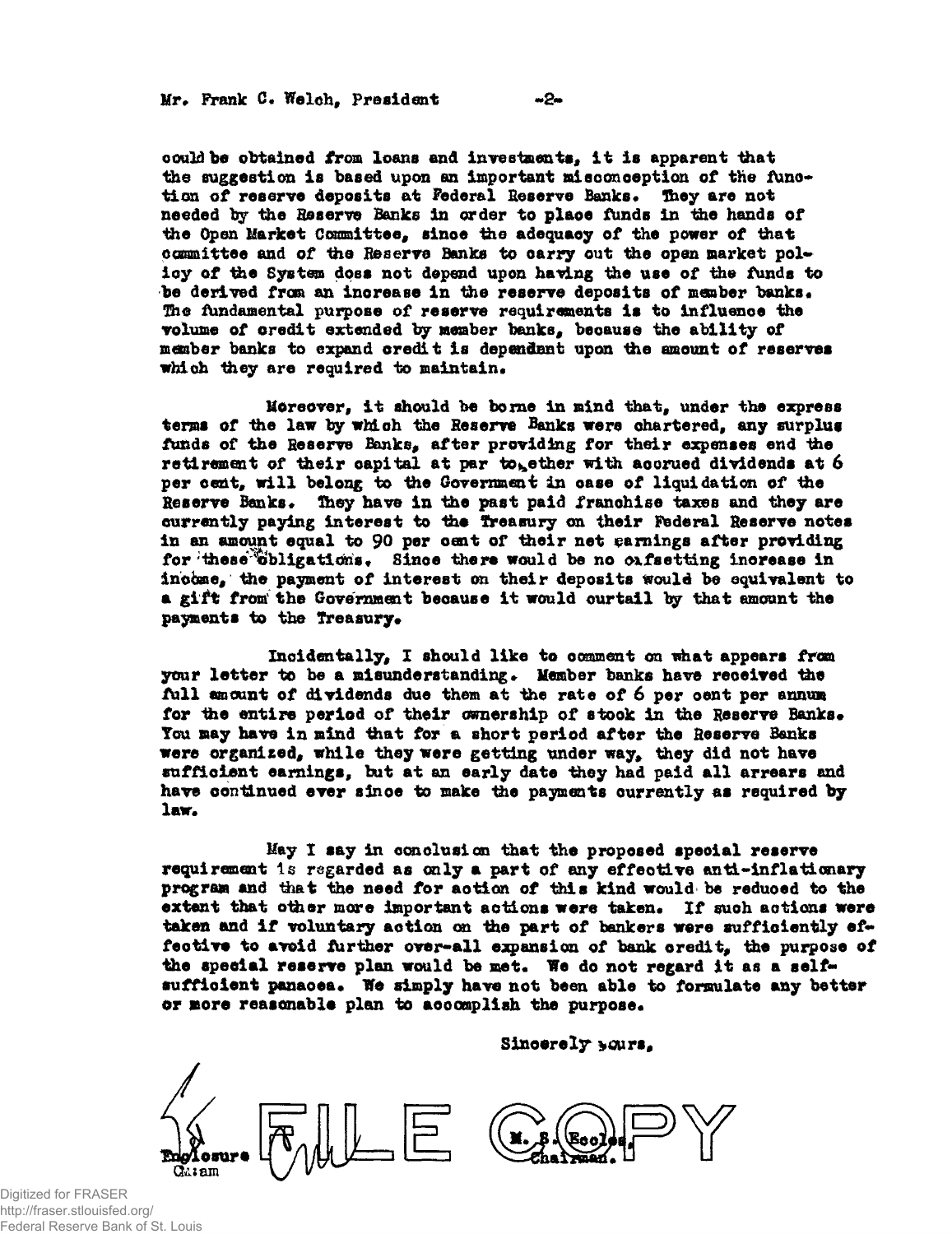Mr. Frank C. Welch, President -2-

could be obtained from loans and investments, it is apparent that the suggestion is based upon an important misconception of the function of reserve deposits at Federal Reserve Banks. They are not needed by the Reserve Banks in order to place funds in the hands of the Open Market Committee, since the adequacy of the power of that committee and of the Reserve Banks to carry out the open market policy of the System does not depend upon having the use of the funds to be derived from an increase in the reserve deposits of member banks. The fundamental purpose of reserve requirements is to influence the volume of credit extended by member banks, because the ability of member banks to expand credit is dependent upon the amount of reserves which they are required to maintain.

Moreover, it should be borne in mind that, under the express terms of the law by which the Reserve Banks were chartered, any surplus funds of the Reserve Banks, after providing for their expenses and the retirement of their capital at par together with accrued dividends at 6 per cent, will belong to the Government in case of liquidation of the Reserve Banks. They have in the past paid franchise taxes and they are currently paying interest to the Treasury on their Federal Reserve notes in an amount equal to 90 per cent of their net earnings after providing for these obligations. Since there would be no offsetting increase in income, the payment of interest on their deposits would be equivalent to a gift from the Government because it would curtail by that amount the payments to the Treasury.

Incidentally, I should like to comment on what appears from your letter to be a misunderstanding. Member banks have received the full amount of dividends due them at the rate of 6 per cent per annum for the entire period of their ownership of stock in the Reserve Banks. You may have in mind that for a short period after the Reserve Banks were organized, while they were getting under way, they did not have sufficient earnings, but at an early date they had paid all arrears and have continued ever since to make the payments currently as required by law.

May I say in conclusion that the proposed special reserve requirement is regarded as only a part of any effective anti-inflationary program and that the need for action of this kind would be reduced to the extent that other more important actions were taken. If such actions were taken and if voluntary action on the part of bankers were sufficiently effective to avoid further over-all expansion of bank credit, the purpose of the special reserve plan would be met. We do not regard it as a self-sufficient panacea. We simply have not been able to formulate any better or more reasonable plan to accomplish the purpose.

Sincerely yours,

M. S. Eccles,
Chairman.

Enclosure
CM:am

FILE COPY